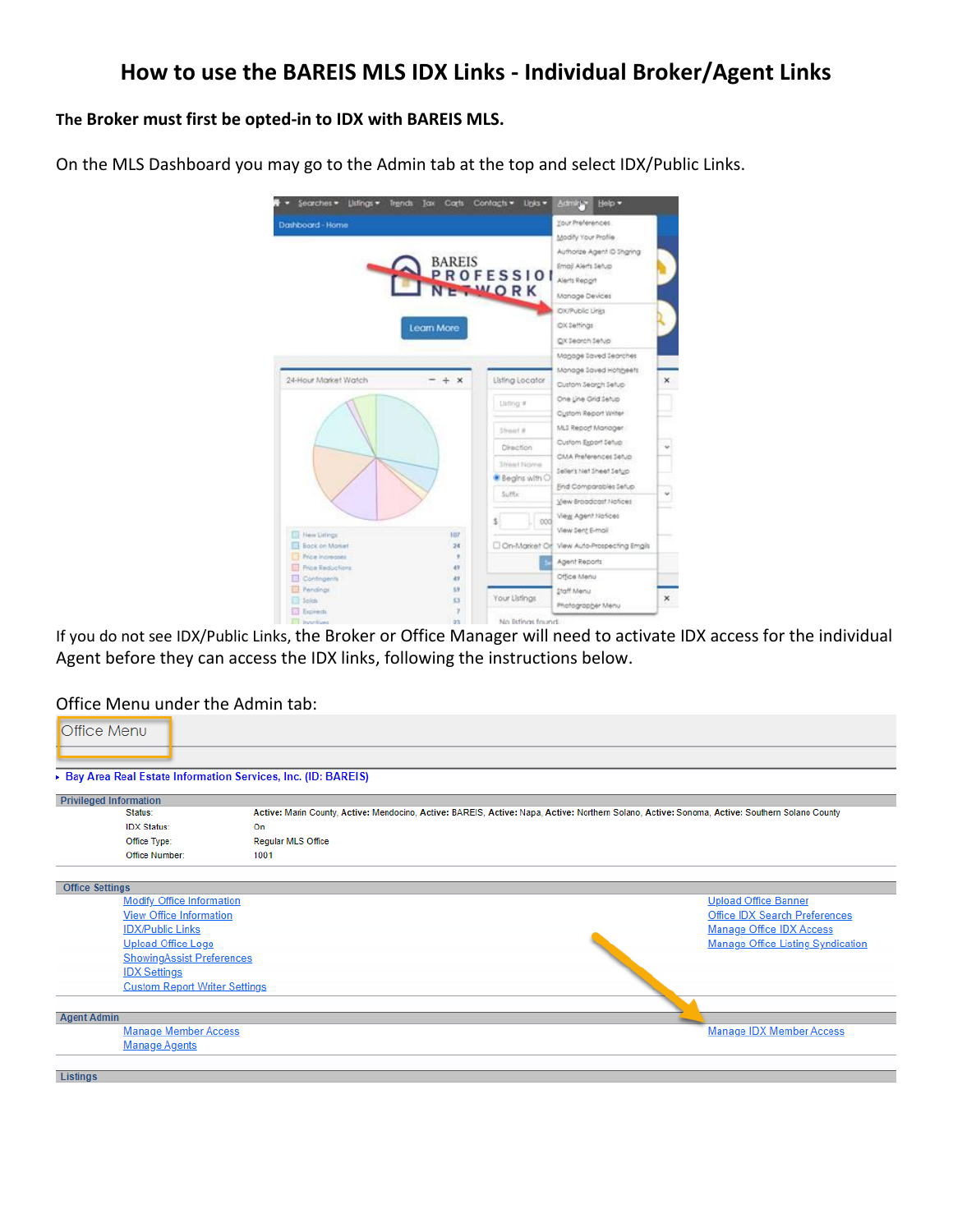# How to use the BAREIS MLS IDX Links - Individual Broker/Agent Links

**The Broker must first be opted-in to IDX with BAREIS MLS.**

On the MLS Dashboard you may go to the Admin tab at the top and select IDX/Public Links.

If you do not see IDX/Public Links, the Broker or Office Manager will need to activate IDX access for the individual Agent before they can access the IDX links, following the instructions below.

Office Menu under the Admin tab: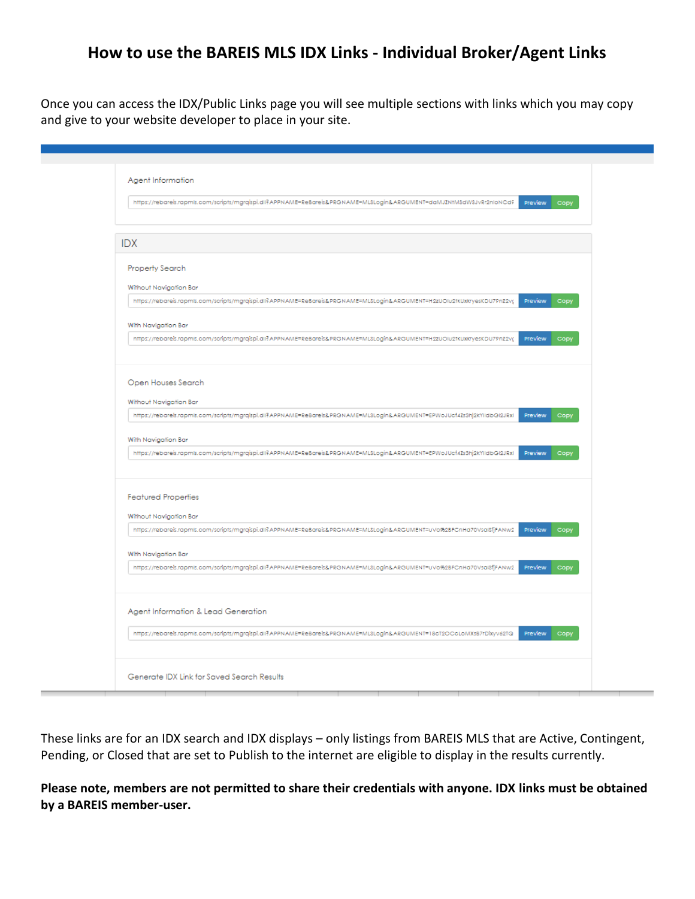# How to use the BAREIS MLS IDX Links - Individual Broker/Agent Links

Once you can access the IDX/Public Links page you will see multiple sections with links which you may copy and give to your website developer to place in your site.

Agent Information

https://rebareis.rapmls.com/scripts/mgrqispi.dll?APPNAME=ReBareis&PRGNAME=MLSLogin&ARGUMENT=aaMJZNtMSdWSJvRr2nIoNCdF Preview Copy

IDX

Property Search

Without Navigation Bar

https://rebareis.rapmls.com/scripts/mgrqispi.dll?APPNAME=ReBareis&PRGNAME=MLSLogin&ARGUMENT=H2zUOIu2tKUxKryesKDU79nZ2v Preview Copy

With Navigation Bar

https://rebareis.rapmls.com/scripts/mgrqispi.dll?APPNAME=ReBareis&PRGNAME=MLSLogin&ARGUMENT=H2zUOIu2tKUxKryesKDU79nZ2v Preview Copy

Open Houses Search

Without Navigation Bar

https://rebareis.rapmls.com/scripts/mgrqispi.dll?APPNAME=ReBareis&PRGNAME=MLSLogin&ARGUMENT=EPWoJUcf4Zs3hj2KYIIdbGI2JRxI Preview Copy

With Navigation Bar

https://rebareis.rapmls.com/scripts/mgrqispi.dll?APPNAME=ReBareis&PRGNAME=MLSLogin&ARGUMENT=EPWoJUcf4Zs3hj2KYIIdbGI2JRxI Preview Copy

Featured Properties

Without Navigation Bar

https://rebareis.rapmls.com/scripts/mgrqispi.dll?APPNAME=ReBareis&PRGNAME=MLSLogin&ARGUMENT=uVo%2BFCnHd70VsaISfjFANw2 Preview Copy

With Navigation Bar

https://rebareis.rapmls.com/scripts/mgrqispi.dll?APPNAME=ReBareis&PRGNAME=MLSLogin&ARGUMENT=uVo%2BFCnHd70VsaISfjFANw2 Preview Copy

Agent Information & Lead Generation

https://rebareis.rapmls.com/scripts/mgrqispi.dll?APPNAME=ReBareis&PRGNAME=MLSLogin&ARGUMENT=18cT2OCcLoMXsB7rDIxyv62TQ Preview Copy

Generate IDX Link for Saved Search Results

These links are for an IDX search and IDX displays – only listings from BAREIS MLS that are Active, Contingent, Pending, or Closed that are set to Publish to the internet are eligible to display in the results currently.

**Please note, members are not permitted to share their credentials with anyone. IDX links must be obtained by a BAREIS member-user.**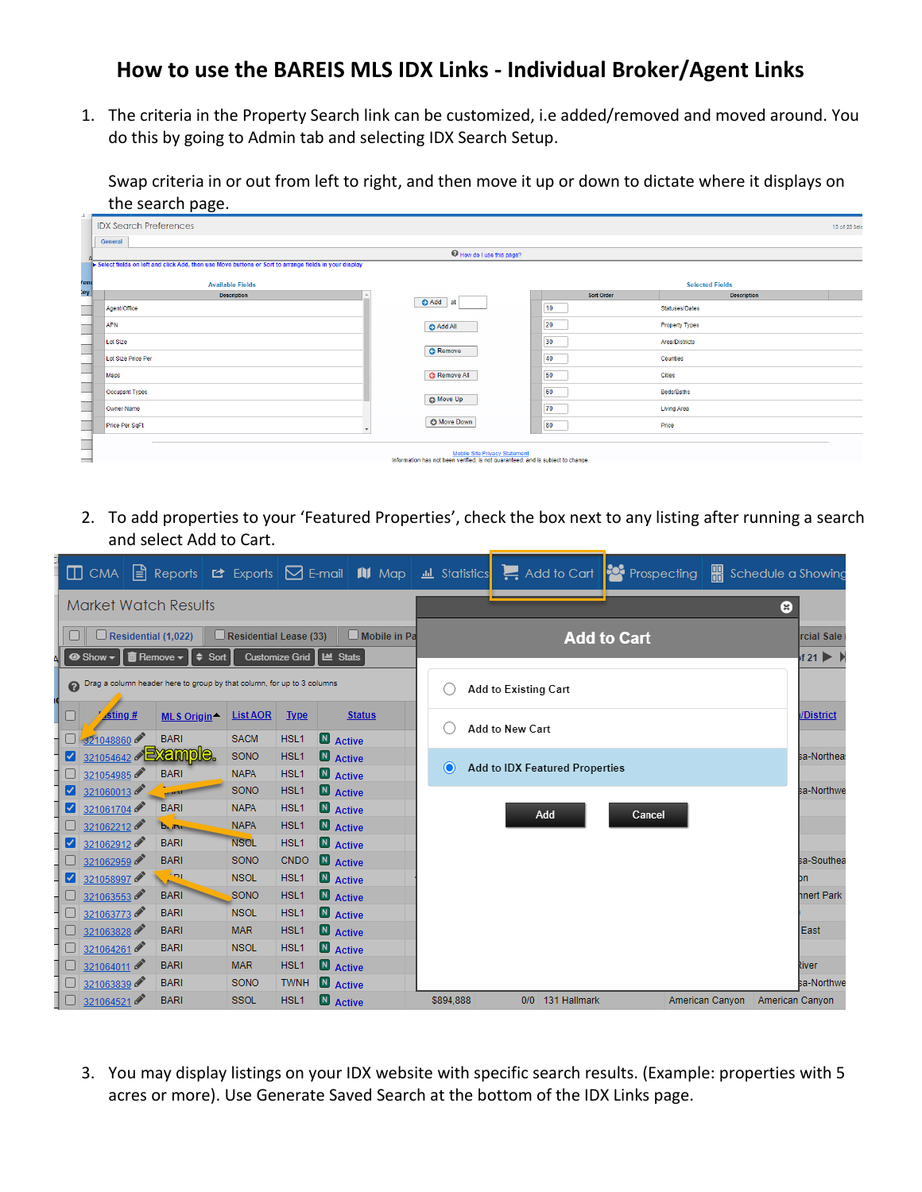# How to use the BAREIS MLS IDX Links - Individual Broker/Agent Links

1. The criteria in the Property Search link can be customized, i.e added/removed and moved around. You do this by going to Admin tab and selecting IDX Search Setup.

   Swap criteria in or out from left to right, and then move it up or down to dictate where it displays on the search page.

2. To add properties to your 'Featured Properties', check the box next to any listing after running a search and select Add to Cart.

3. You may display listings on your IDX website with specific search results. (Example: properties with 5 acres or more). Use Generate Saved Search at the bottom of the IDX Links page.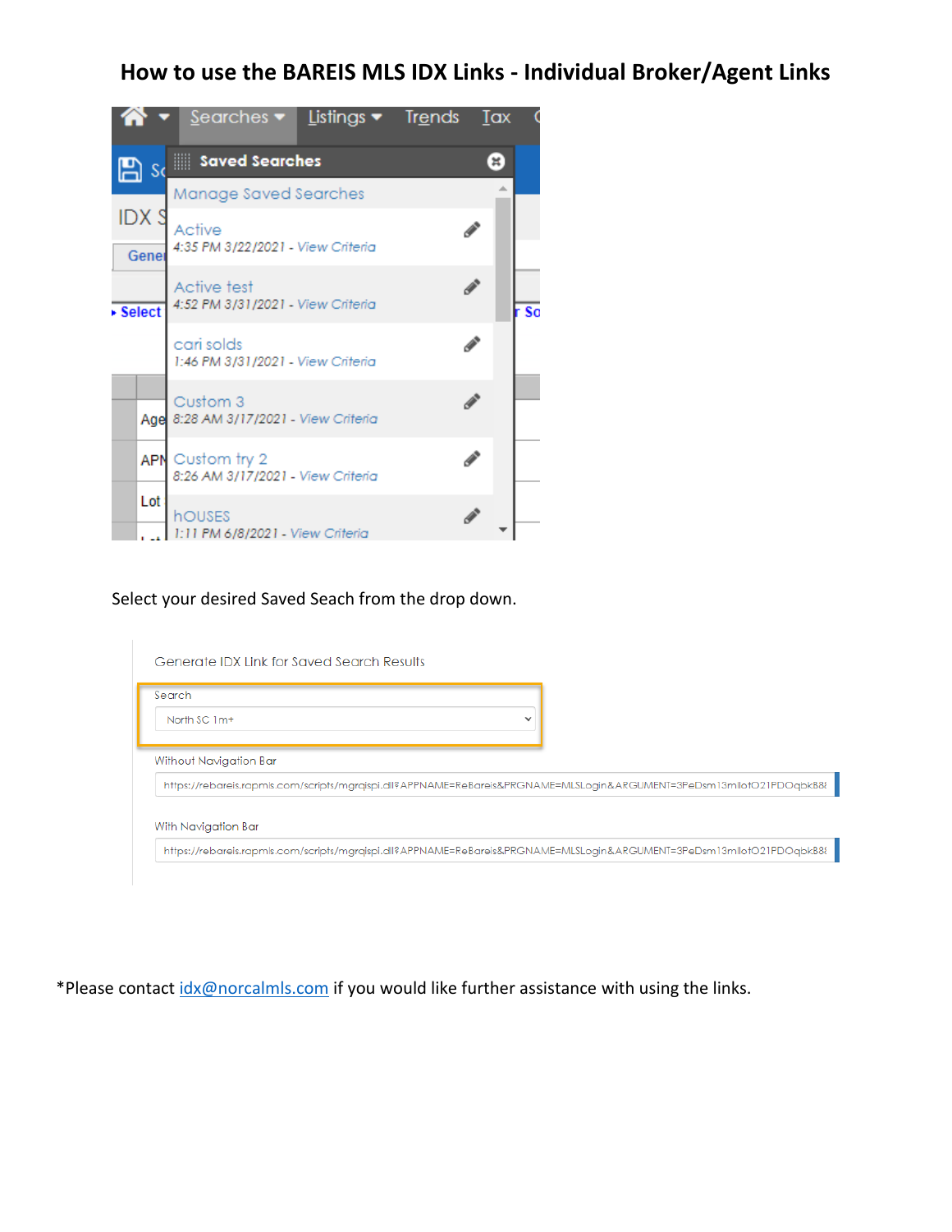# How to use the BAREIS MLS IDX Links - Individual Broker/Agent Links

Select your desired Saved Seach from the drop down.

*Please contact idx@norcalmls.com if you would like further assistance with using the links.